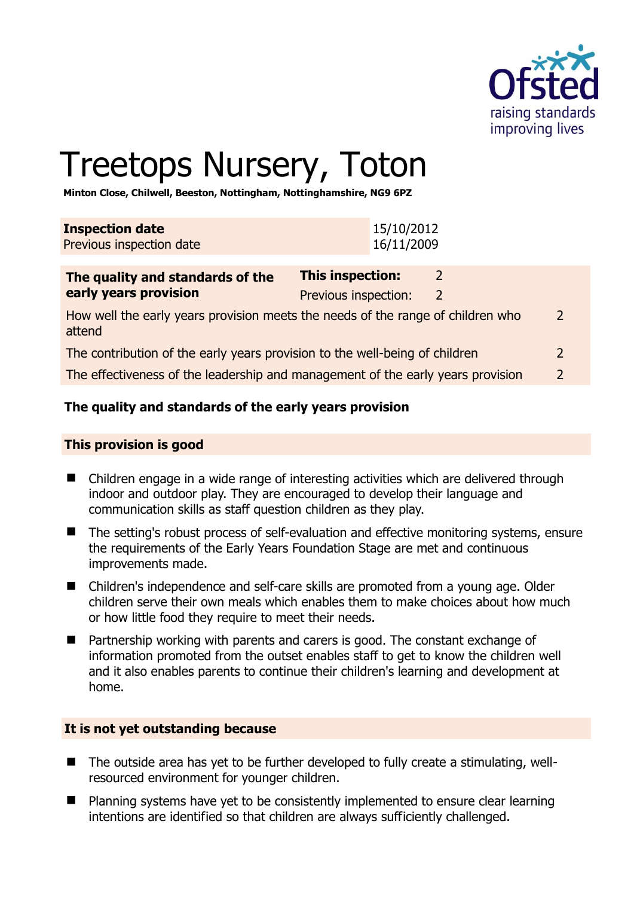# Treetops Nursery, Toton

**Minton Close, Chilwell, Beeston, Nottingham, Nottinghamshire, NG9 6PZ**

| **Inspection date** | 15/10/2012 |
|---|---|
| Previous inspection date | 16/11/2009 |

| **The quality and standards of the early years provision** | **This inspection:** | 2 | |
|---|---|---|---|
| | Previous inspection: | 2 | |
| How well the early years provision meets the needs of the range of children who attend | | | 2 |
| The contribution of the early years provision to the well-being of children | | | 2 |
| The effectiveness of the leadership and management of the early years provision | | | 2 |

## The quality and standards of the early years provision

### This provision is good

- Children engage in a wide range of interesting activities which are delivered through indoor and outdoor play. They are encouraged to develop their language and communication skills as staff question children as they play.
- The setting's robust process of self-evaluation and effective monitoring systems, ensure the requirements of the Early Years Foundation Stage are met and continuous improvements made.
- Children's independence and self-care skills are promoted from a young age. Older children serve their own meals which enables them to make choices about how much or how little food they require to meet their needs.
- Partnership working with parents and carers is good. The constant exchange of information promoted from the outset enables staff to get to know the children well and it also enables parents to continue their children's learning and development at home.

### It is not yet outstanding because

- The outside area has yet to be further developed to fully create a stimulating, well-resourced environment for younger children.
- Planning systems have yet to be consistently implemented to ensure clear learning intentions are identified so that children are always sufficiently challenged.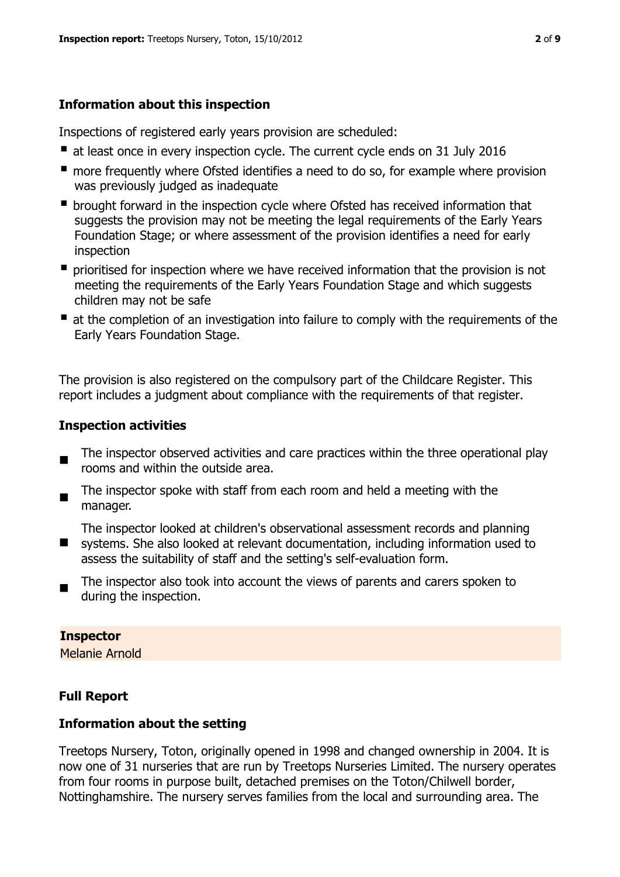### Information about this inspection

Inspections of registered early years provision are scheduled:

- at least once in every inspection cycle. The current cycle ends on 31 July 2016
- more frequently where Ofsted identifies a need to do so, for example where provision was previously judged as inadequate
- brought forward in the inspection cycle where Ofsted has received information that suggests the provision may not be meeting the legal requirements of the Early Years Foundation Stage; or where assessment of the provision identifies a need for early inspection
- prioritised for inspection where we have received information that the provision is not meeting the requirements of the Early Years Foundation Stage and which suggests children may not be safe
- at the completion of an investigation into failure to comply with the requirements of the Early Years Foundation Stage.

The provision is also registered on the compulsory part of the Childcare Register. This report includes a judgment about compliance with the requirements of that register.

### Inspection activities

- The inspector observed activities and care practices within the three operational play rooms and within the outside area.
- The inspector spoke with staff from each room and held a meeting with the manager.
- The inspector looked at children's observational assessment records and planning systems. She also looked at relevant documentation, including information used to assess the suitability of staff and the setting's self-evaluation form.
- The inspector also took into account the views of parents and carers spoken to during the inspection.

**Inspector**
Melanie Arnold

### Full Report

### Information about the setting

Treetops Nursery, Toton, originally opened in 1998 and changed ownership in 2004. It is now one of 31 nurseries that are run by Treetops Nurseries Limited. The nursery operates from four rooms in purpose built, detached premises on the Toton/Chilwell border, Nottinghamshire. The nursery serves families from the local and surrounding area. The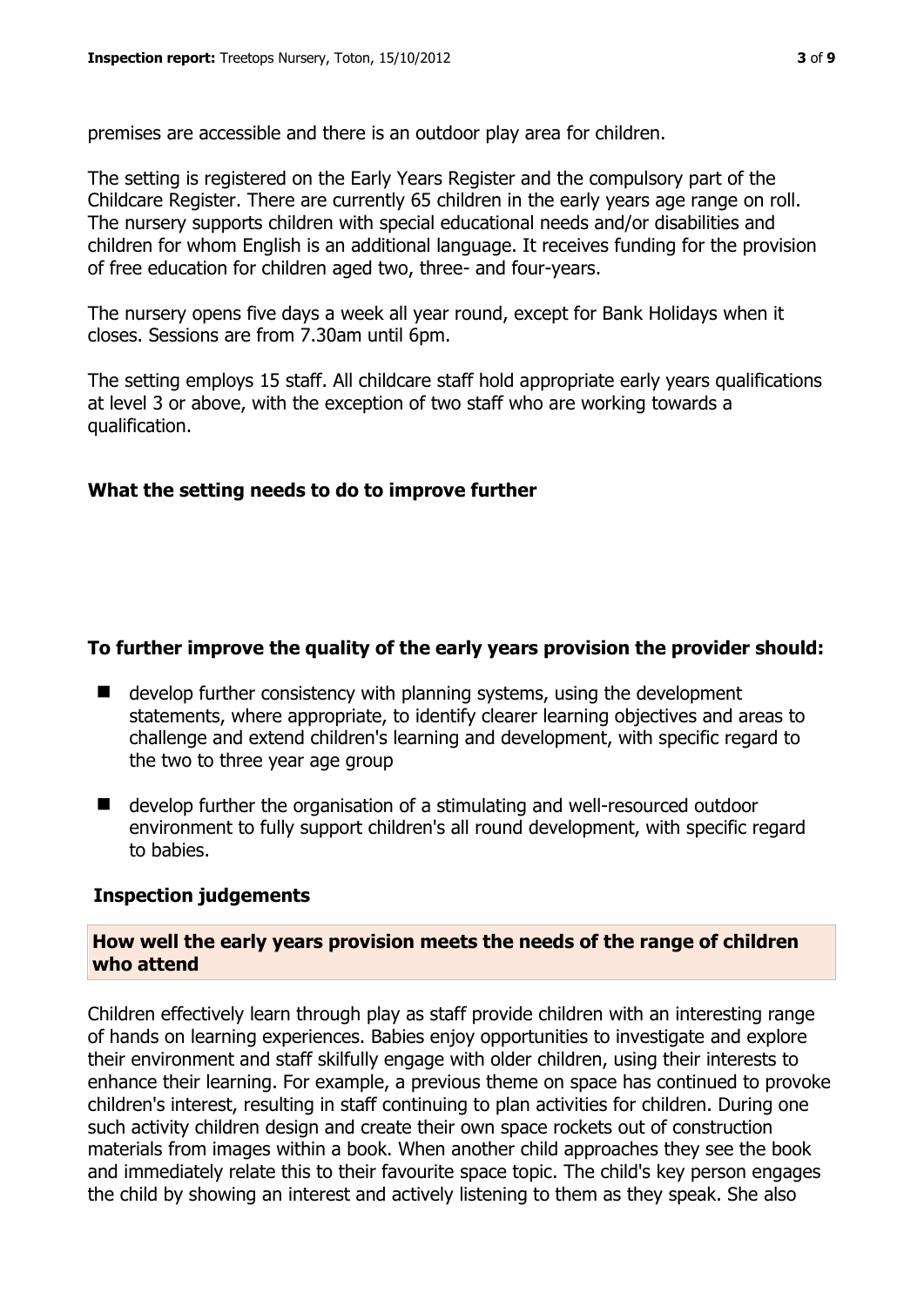premises are accessible and there is an outdoor play area for children.

The setting is registered on the Early Years Register and the compulsory part of the Childcare Register. There are currently 65 children in the early years age range on roll. The nursery supports children with special educational needs and/or disabilities and children for whom English is an additional language. It receives funding for the provision of free education for children aged two, three- and four-years.

The nursery opens five days a week all year round, except for Bank Holidays when it closes. Sessions are from 7.30am until 6pm.

The setting employs 15 staff. All childcare staff hold appropriate early years qualifications at level 3 or above, with the exception of two staff who are working towards a qualification.

## What the setting needs to do to improve further

### To further improve the quality of the early years provision the provider should:

- develop further consistency with planning systems, using the development statements, where appropriate, to identify clearer learning objectives and areas to challenge and extend children's learning and development, with specific regard to the two to three year age group
- develop further the organisation of a stimulating and well-resourced outdoor environment to fully support children's all round development, with specific regard to babies.

## Inspection judgements

### How well the early years provision meets the needs of the range of children who attend

Children effectively learn through play as staff provide children with an interesting range of hands on learning experiences. Babies enjoy opportunities to investigate and explore their environment and staff skilfully engage with older children, using their interests to enhance their learning. For example, a previous theme on space has continued to provoke children's interest, resulting in staff continuing to plan activities for children. During one such activity children design and create their own space rockets out of construction materials from images within a book. When another child approaches they see the book and immediately relate this to their favourite space topic. The child's key person engages the child by showing an interest and actively listening to them as they speak. She also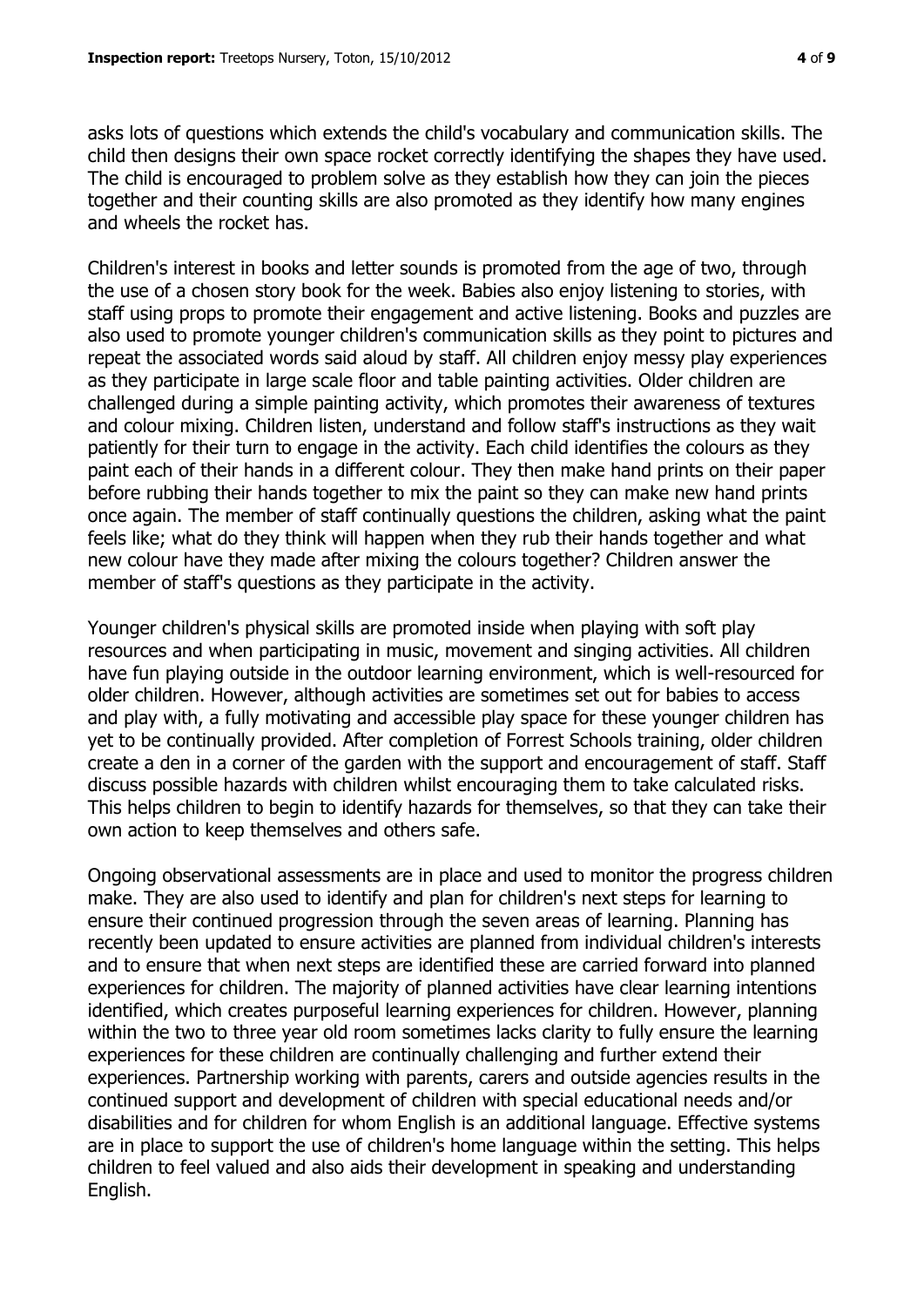asks lots of questions which extends the child's vocabulary and communication skills. The child then designs their own space rocket correctly identifying the shapes they have used. The child is encouraged to problem solve as they establish how they can join the pieces together and their counting skills are also promoted as they identify how many engines and wheels the rocket has.

Children's interest in books and letter sounds is promoted from the age of two, through the use of a chosen story book for the week. Babies also enjoy listening to stories, with staff using props to promote their engagement and active listening. Books and puzzles are also used to promote younger children's communication skills as they point to pictures and repeat the associated words said aloud by staff. All children enjoy messy play experiences as they participate in large scale floor and table painting activities. Older children are challenged during a simple painting activity, which promotes their awareness of textures and colour mixing. Children listen, understand and follow staff's instructions as they wait patiently for their turn to engage in the activity. Each child identifies the colours as they paint each of their hands in a different colour. They then make hand prints on their paper before rubbing their hands together to mix the paint so they can make new hand prints once again. The member of staff continually questions the children, asking what the paint feels like; what do they think will happen when they rub their hands together and what new colour have they made after mixing the colours together? Children answer the member of staff's questions as they participate in the activity.

Younger children's physical skills are promoted inside when playing with soft play resources and when participating in music, movement and singing activities. All children have fun playing outside in the outdoor learning environment, which is well-resourced for older children. However, although activities are sometimes set out for babies to access and play with, a fully motivating and accessible play space for these younger children has yet to be continually provided. After completion of Forrest Schools training, older children create a den in a corner of the garden with the support and encouragement of staff. Staff discuss possible hazards with children whilst encouraging them to take calculated risks. This helps children to begin to identify hazards for themselves, so that they can take their own action to keep themselves and others safe.

Ongoing observational assessments are in place and used to monitor the progress children make. They are also used to identify and plan for children's next steps for learning to ensure their continued progression through the seven areas of learning. Planning has recently been updated to ensure activities are planned from individual children's interests and to ensure that when next steps are identified these are carried forward into planned experiences for children. The majority of planned activities have clear learning intentions identified, which creates purposeful learning experiences for children. However, planning within the two to three year old room sometimes lacks clarity to fully ensure the learning experiences for these children are continually challenging and further extend their experiences. Partnership working with parents, carers and outside agencies results in the continued support and development of children with special educational needs and/or disabilities and for children for whom English is an additional language. Effective systems are in place to support the use of children's home language within the setting. This helps children to feel valued and also aids their development in speaking and understanding English.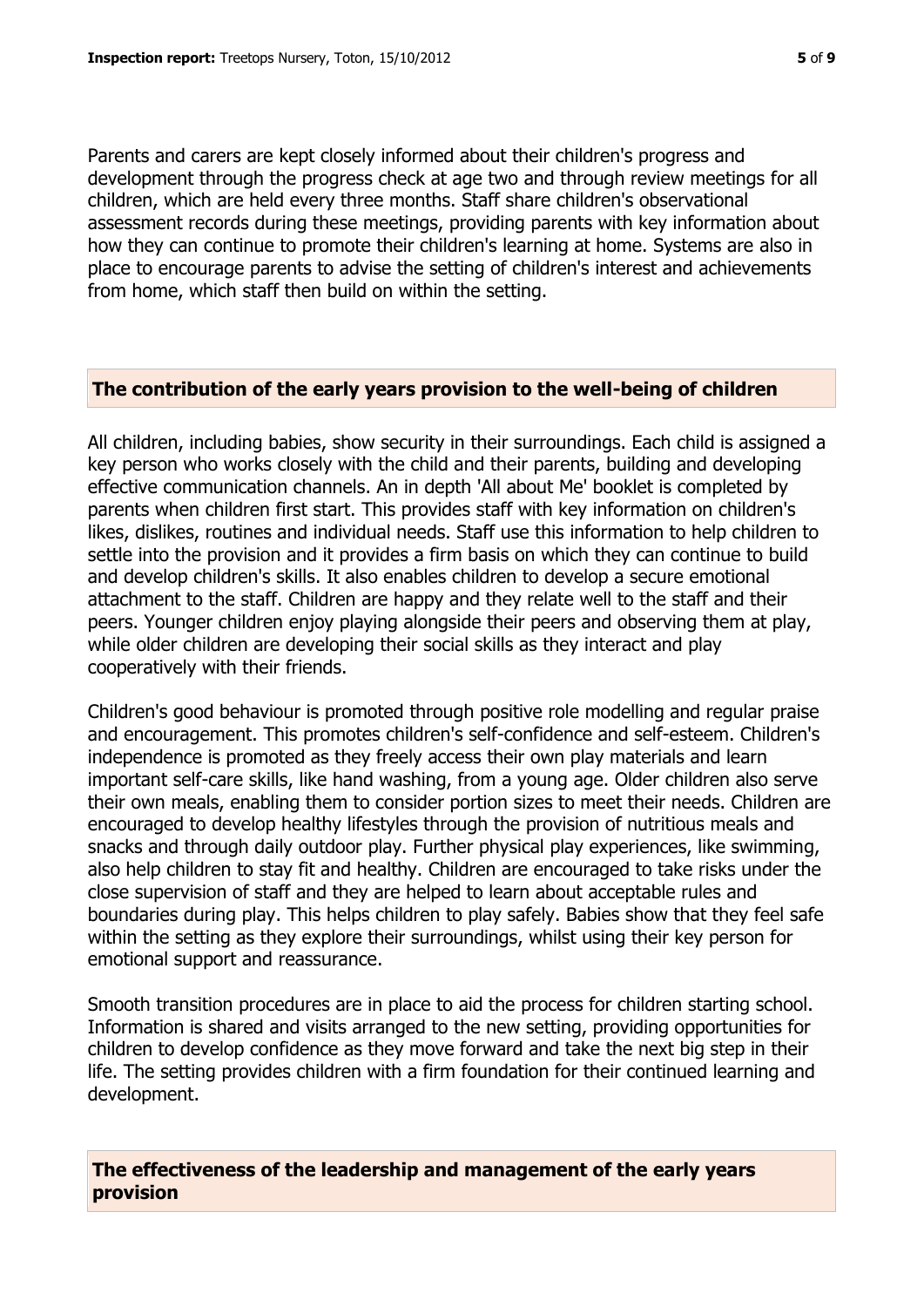Parents and carers are kept closely informed about their children's progress and development through the progress check at age two and through review meetings for all children, which are held every three months. Staff share children's observational assessment records during these meetings, providing parents with key information about how they can continue to promote their children's learning at home. Systems are also in place to encourage parents to advise the setting of children's interest and achievements from home, which staff then build on within the setting.

## The contribution of the early years provision to the well-being of children

All children, including babies, show security in their surroundings. Each child is assigned a key person who works closely with the child and their parents, building and developing effective communication channels. An in depth 'All about Me' booklet is completed by parents when children first start. This provides staff with key information on children's likes, dislikes, routines and individual needs. Staff use this information to help children to settle into the provision and it provides a firm basis on which they can continue to build and develop children's skills. It also enables children to develop a secure emotional attachment to the staff. Children are happy and they relate well to the staff and their peers. Younger children enjoy playing alongside their peers and observing them at play, while older children are developing their social skills as they interact and play cooperatively with their friends.

Children's good behaviour is promoted through positive role modelling and regular praise and encouragement. This promotes children's self-confidence and self-esteem. Children's independence is promoted as they freely access their own play materials and learn important self-care skills, like hand washing, from a young age. Older children also serve their own meals, enabling them to consider portion sizes to meet their needs. Children are encouraged to develop healthy lifestyles through the provision of nutritious meals and snacks and through daily outdoor play. Further physical play experiences, like swimming, also help children to stay fit and healthy. Children are encouraged to take risks under the close supervision of staff and they are helped to learn about acceptable rules and boundaries during play. This helps children to play safely. Babies show that they feel safe within the setting as they explore their surroundings, whilst using their key person for emotional support and reassurance.

Smooth transition procedures are in place to aid the process for children starting school. Information is shared and visits arranged to the new setting, providing opportunities for children to develop confidence as they move forward and take the next big step in their life. The setting provides children with a firm foundation for their continued learning and development.

## The effectiveness of the leadership and management of the early years provision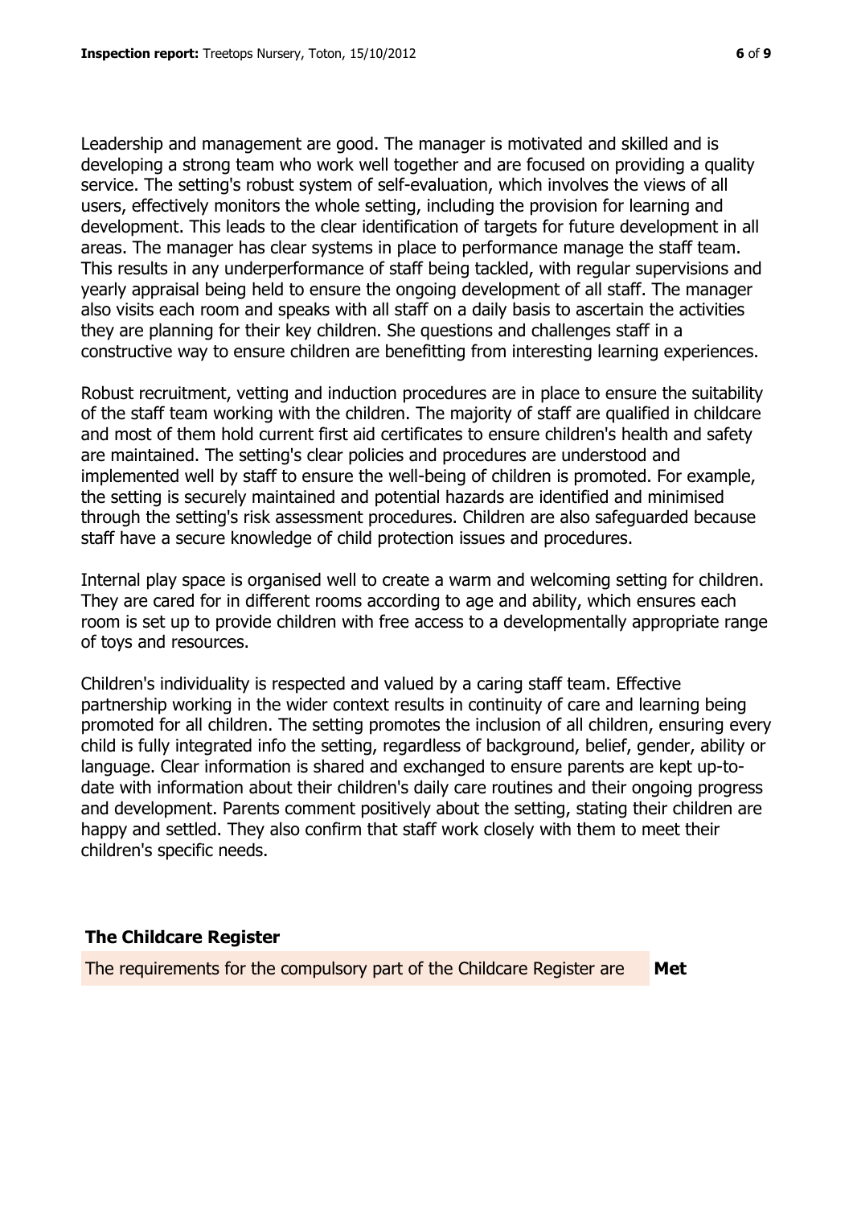Leadership and management are good. The manager is motivated and skilled and is developing a strong team who work well together and are focused on providing a quality service. The setting's robust system of self-evaluation, which involves the views of all users, effectively monitors the whole setting, including the provision for learning and development. This leads to the clear identification of targets for future development in all areas. The manager has clear systems in place to performance manage the staff team. This results in any underperformance of staff being tackled, with regular supervisions and yearly appraisal being held to ensure the ongoing development of all staff. The manager also visits each room and speaks with all staff on a daily basis to ascertain the activities they are planning for their key children. She questions and challenges staff in a constructive way to ensure children are benefitting from interesting learning experiences.

Robust recruitment, vetting and induction procedures are in place to ensure the suitability of the staff team working with the children. The majority of staff are qualified in childcare and most of them hold current first aid certificates to ensure children's health and safety are maintained. The setting's clear policies and procedures are understood and implemented well by staff to ensure the well-being of children is promoted. For example, the setting is securely maintained and potential hazards are identified and minimised through the setting's risk assessment procedures. Children are also safeguarded because staff have a secure knowledge of child protection issues and procedures.

Internal play space is organised well to create a warm and welcoming setting for children. They are cared for in different rooms according to age and ability, which ensures each room is set up to provide children with free access to a developmentally appropriate range of toys and resources.

Children's individuality is respected and valued by a caring staff team. Effective partnership working in the wider context results in continuity of care and learning being promoted for all children. The setting promotes the inclusion of all children, ensuring every child is fully integrated info the setting, regardless of background, belief, gender, ability or language. Clear information is shared and exchanged to ensure parents are kept up-to-date with information about their children's daily care routines and their ongoing progress and development. Parents comment positively about the setting, stating their children are happy and settled. They also confirm that staff work closely with them to meet their children's specific needs.

## The Childcare Register

| The requirements for the compulsory part of the Childcare Register are | **Met** |
|---|---|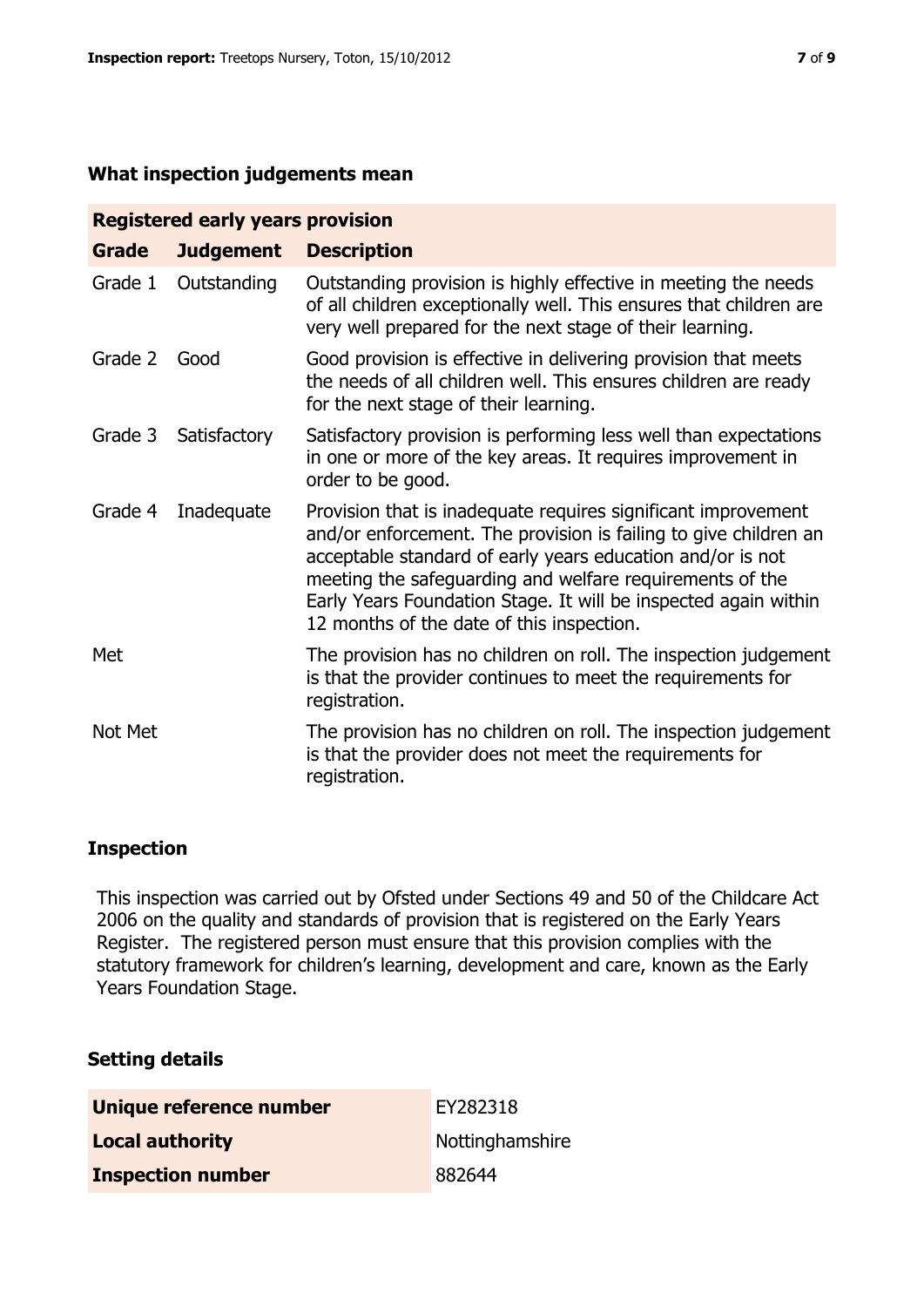## What inspection judgements mean

| Registered early years provision | | |
|---|---|---|
| **Grade** | **Judgement** | **Description** |
| Grade 1 | Outstanding | Outstanding provision is highly effective in meeting the needs of all children exceptionally well. This ensures that children are very well prepared for the next stage of their learning. |
| Grade 2 | Good | Good provision is effective in delivering provision that meets the needs of all children well. This ensures children are ready for the next stage of their learning. |
| Grade 3 | Satisfactory | Satisfactory provision is performing less well than expectations in one or more of the key areas. It requires improvement in order to be good. |
| Grade 4 | Inadequate | Provision that is inadequate requires significant improvement and/or enforcement. The provision is failing to give children an acceptable standard of early years education and/or is not meeting the safeguarding and welfare requirements of the Early Years Foundation Stage. It will be inspected again within 12 months of the date of this inspection. |
| Met | | The provision has no children on roll. The inspection judgement is that the provider continues to meet the requirements for registration. |
| Not Met | | The provision has no children on roll. The inspection judgement is that the provider does not meet the requirements for registration. |

## Inspection

This inspection was carried out by Ofsted under Sections 49 and 50 of the Childcare Act 2006 on the quality and standards of provision that is registered on the Early Years Register. The registered person must ensure that this provision complies with the statutory framework for children's learning, development and care, known as the Early Years Foundation Stage.

## Setting details

| | |
|---|---|
| **Unique reference number** | EY282318 |
| **Local authority** | Nottinghamshire |
| **Inspection number** | 882644 |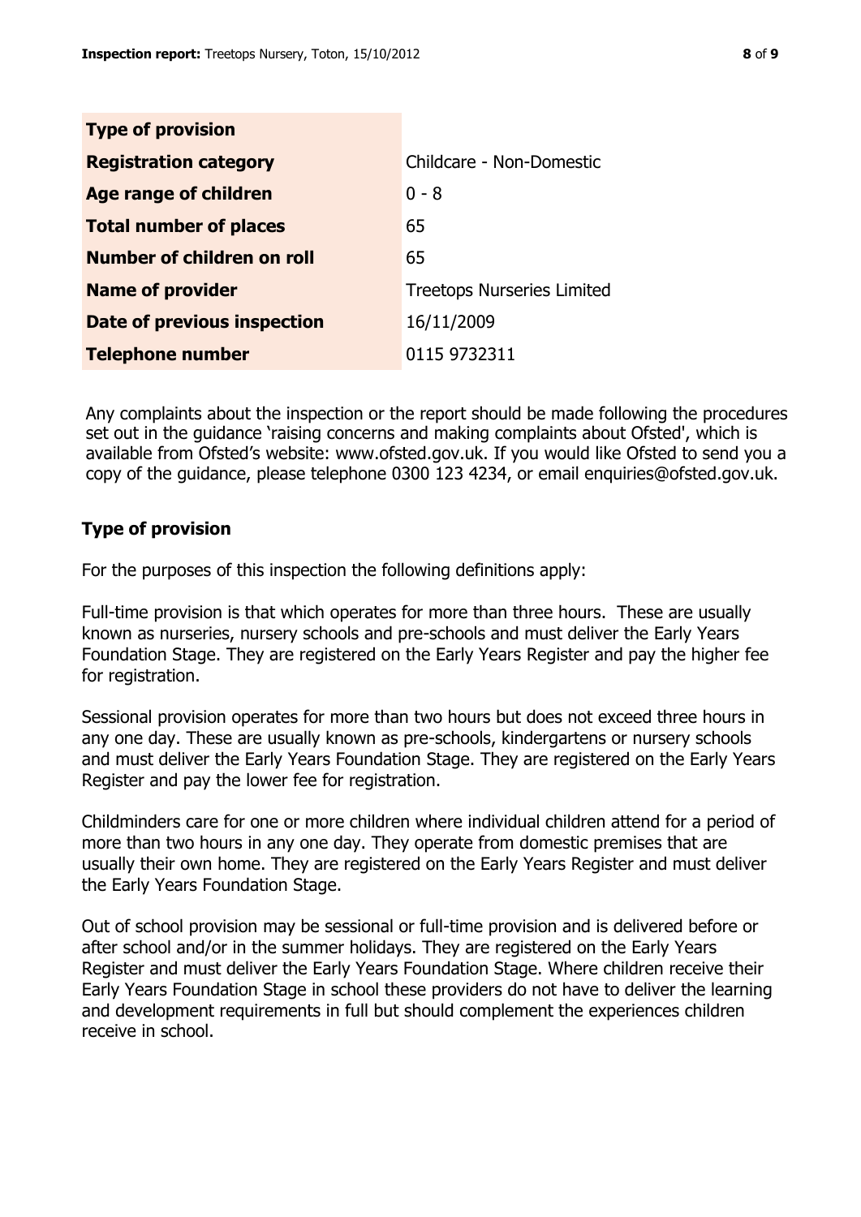| Type of provision | |
|---|---|
| **Registration category** | Childcare - Non-Domestic |
| **Age range of children** | 0 - 8 |
| **Total number of places** | 65 |
| **Number of children on roll** | 65 |
| **Name of provider** | Treetops Nurseries Limited |
| **Date of previous inspection** | 16/11/2009 |
| **Telephone number** | 0115 9732311 |

Any complaints about the inspection or the report should be made following the procedures set out in the guidance 'raising concerns and making complaints about Ofsted', which is available from Ofsted's website: www.ofsted.gov.uk. If you would like Ofsted to send you a copy of the guidance, please telephone 0300 123 4234, or email enquiries@ofsted.gov.uk.

## Type of provision

For the purposes of this inspection the following definitions apply:

Full-time provision is that which operates for more than three hours. These are usually known as nurseries, nursery schools and pre-schools and must deliver the Early Years Foundation Stage. They are registered on the Early Years Register and pay the higher fee for registration.

Sessional provision operates for more than two hours but does not exceed three hours in any one day. These are usually known as pre-schools, kindergartens or nursery schools and must deliver the Early Years Foundation Stage. They are registered on the Early Years Register and pay the lower fee for registration.

Childminders care for one or more children where individual children attend for a period of more than two hours in any one day. They operate from domestic premises that are usually their own home. They are registered on the Early Years Register and must deliver the Early Years Foundation Stage.

Out of school provision may be sessional or full-time provision and is delivered before or after school and/or in the summer holidays. They are registered on the Early Years Register and must deliver the Early Years Foundation Stage. Where children receive their Early Years Foundation Stage in school these providers do not have to deliver the learning and development requirements in full but should complement the experiences children receive in school.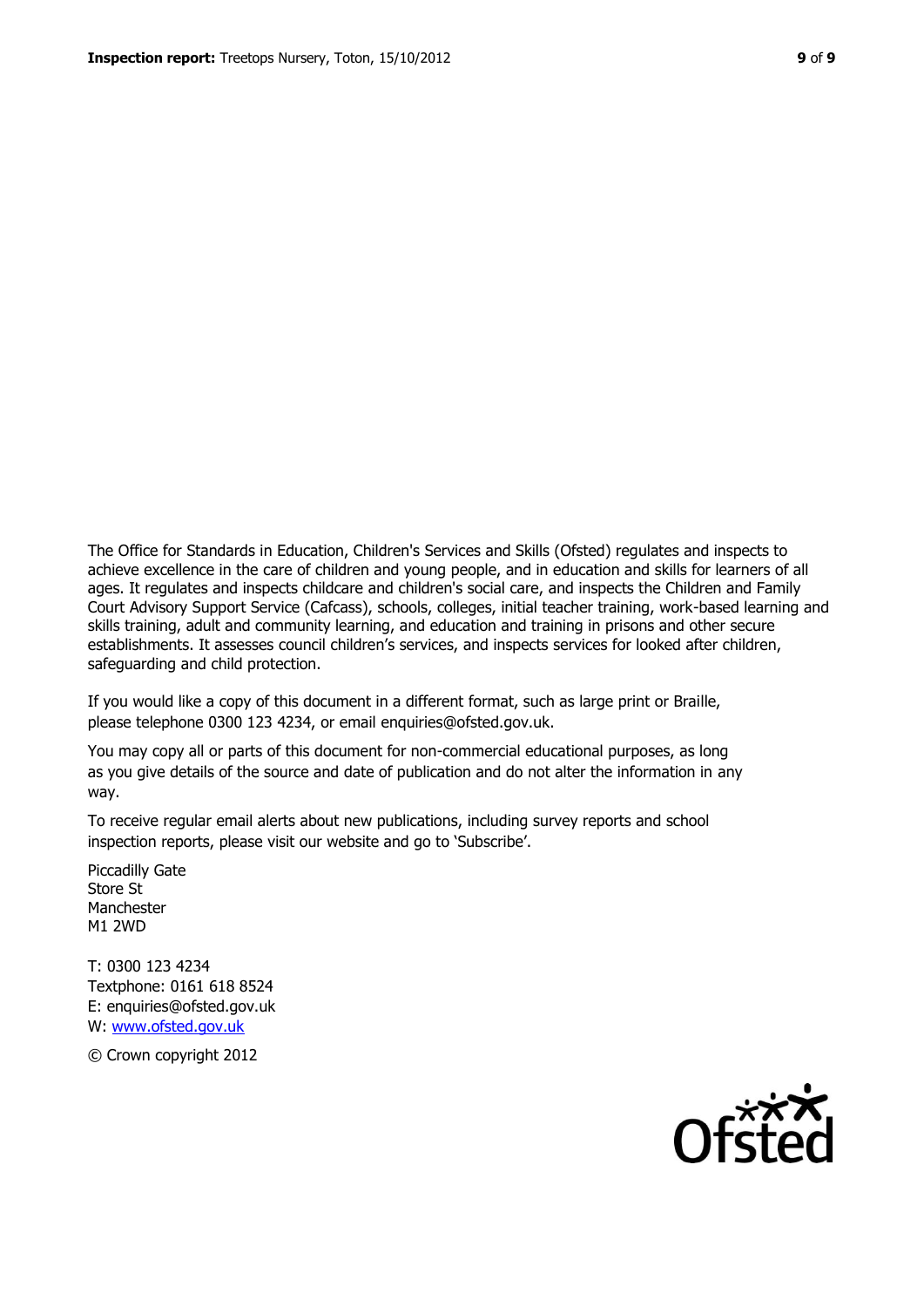The Office for Standards in Education, Children's Services and Skills (Ofsted) regulates and inspects to achieve excellence in the care of children and young people, and in education and skills for learners of all ages. It regulates and inspects childcare and children's social care, and inspects the Children and Family Court Advisory Support Service (Cafcass), schools, colleges, initial teacher training, work-based learning and skills training, adult and community learning, and education and training in prisons and other secure establishments. It assesses council children's services, and inspects services for looked after children, safeguarding and child protection.

If you would like a copy of this document in a different format, such as large print or Braille, please telephone 0300 123 4234, or email enquiries@ofsted.gov.uk.

You may copy all or parts of this document for non-commercial educational purposes, as long as you give details of the source and date of publication and do not alter the information in any way.

To receive regular email alerts about new publications, including survey reports and school inspection reports, please visit our website and go to 'Subscribe'.

Piccadilly Gate
Store St
Manchester
M1 2WD

T: 0300 123 4234
Textphone: 0161 618 8524
E: enquiries@ofsted.gov.uk
W: [www.ofsted.gov.uk](http://www.ofsted.gov.uk)

© Crown copyright 2012

Ofsted